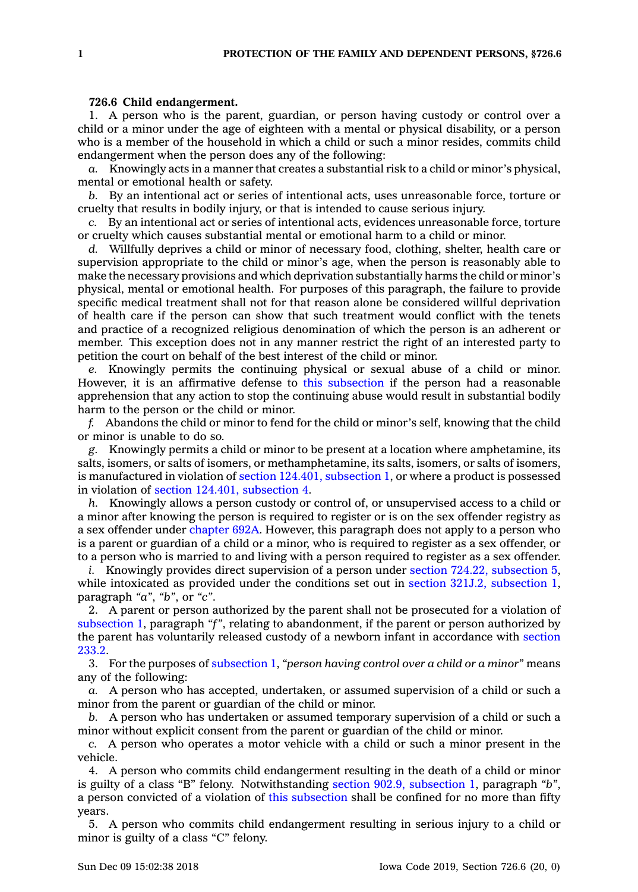**726.6 Child endangerment.**

1. A person who is the parent, guardian, or person having custody or control over a child or a minor under the age of eighteen with a mental or physical disability, or a person who is a member of the household in which a child or such a minor resides, commits child endangerment when the person does any of the following:

*a.* Knowingly acts in a manner that creates a substantial risk to a child or minor's physical, mental or emotional health or safety.

*b.* By an intentional act or series of intentional acts, uses unreasonable force, torture or cruelty that results in bodily injury, or that is intended to cause serious injury.

*c.* By an intentional act or series of intentional acts, evidences unreasonable force, torture or cruelty which causes substantial mental or emotional harm to a child or minor.

*d.* Willfully deprives a child or minor of necessary food, clothing, shelter, health care or supervision appropriate to the child or minor's age, when the person is reasonably able to make the necessary provisions and which deprivation substantially harms the child or minor's physical, mental or emotional health. For purposes of this paragraph, the failure to provide specific medical treatment shall not for that reason alone be considered willful deprivation of health care if the person can show that such treatment would conflict with the tenets and practice of a recognized religious denomination of which the person is an adherent or member. This exception does not in any manner restrict the right of an interested party to petition the court on behalf of the best interest of the child or minor.

*e.* Knowingly permits the continuing physical or sexual abuse of a child or minor. However, it is an affirmative defense to this subsection if the person had a reasonable apprehension that any action to stop the continuing abuse would result in substantial bodily harm to the person or the child or minor.

*f.* Abandons the child or minor to fend for the child or minor's self, knowing that the child or minor is unable to do so.

*g.* Knowingly permits a child or minor to be present at a location where amphetamine, its salts, isomers, or salts of isomers, or methamphetamine, its salts, isomers, or salts of isomers, is manufactured in violation of section 124.401, subsection 1, or where a product is possessed in violation of section 124.401, subsection 4.

*h.* Knowingly allows a person custody or control of, or unsupervised access to a child or a minor after knowing the person is required to register or is on the sex offender registry as a sex offender under chapter 692A. However, this paragraph does not apply to a person who is a parent or guardian of a child or a minor, who is required to register as a sex offender, or to a person who is married to and living with a person required to register as a sex offender.

*i.* Knowingly provides direct supervision of a person under section 724.22, subsection 5, while intoxicated as provided under the conditions set out in section 321J.2, subsection 1, paragraph *"a"*, *"b"*, or *"c"*.

2. A parent or person authorized by the parent shall not be prosecuted for a violation of subsection 1, paragraph *"f"*, relating to abandonment, if the parent or person authorized by the parent has voluntarily released custody of a newborn infant in accordance with section 233.2.

3. For the purposes of subsection 1, *"person having control over a child or a minor"* means any of the following:

*a.* A person who has accepted, undertaken, or assumed supervision of a child or such a minor from the parent or guardian of the child or minor.

*b.* A person who has undertaken or assumed temporary supervision of a child or such a minor without explicit consent from the parent or guardian of the child or minor.

*c.* A person who operates a motor vehicle with a child or such a minor present in the vehicle.

4. A person who commits child endangerment resulting in the death of a child or minor is guilty of a class "B" felony. Notwithstanding section 902.9, subsection 1, paragraph *"b"*, a person convicted of a violation of this subsection shall be confined for no more than fifty years.

5. A person who commits child endangerment resulting in serious injury to a child or minor is guilty of a class "C" felony.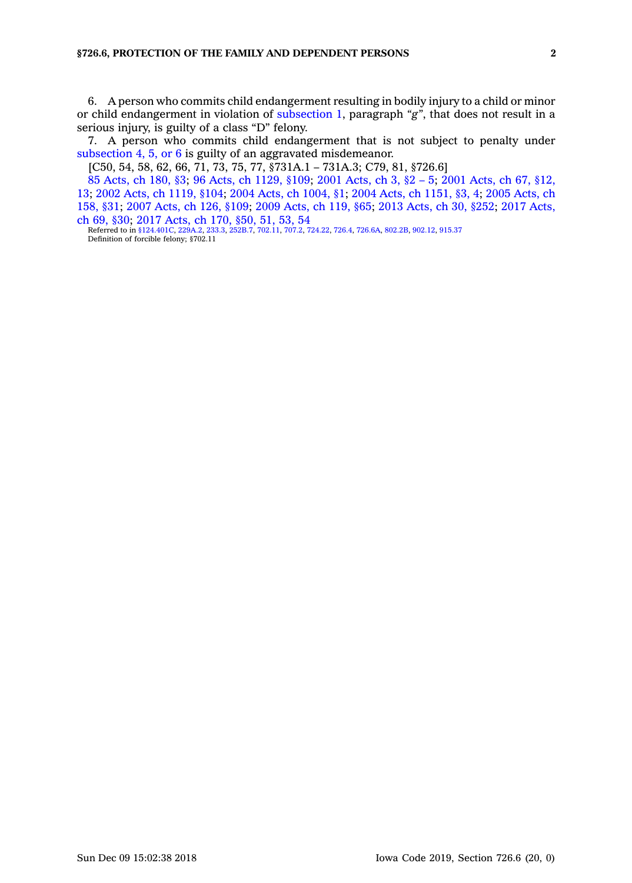6. A person who commits child endangerment resulting in bodily injury to a child or minor or child endangerment in violation of subsection 1, paragraph *"g"*, that does not result in a serious injury, is guilty of a class "D" felony.

7. A person who commits child endangerment that is not subject to penalty under subsection 4, 5, or 6 is guilty of an aggravated misdemeanor.

[C50, 54, 58, 62, 66, 71, 73, 75, 77, §731A.1 – 731A.3; C79, 81, §726.6]

85 Acts, ch 180, §3; 96 Acts, ch 1129, §109; 2001 Acts, ch 3, §2 – 5; 2001 Acts, ch 67, §12, 13; 2002 Acts, ch 1119, §104; 2004 Acts, ch 1004, §1; 2004 Acts, ch 1151, §3, 4; 2005 Acts, ch 158, §31; 2007 Acts, ch 126, §109; 2009 Acts, ch 119, §65; 2013 Acts, ch 30, §252; 2017 Acts, ch 69, §30; 2017 Acts, ch 170, §50, 51, 53, 54

Referred to in §124.401C, 229A.2, 233.3, 252B.7, 702.11, 707.2, 724.22, 726.4, 726.6A, 802.2B, 902.12, 915.37
Definition of forcible felony; §702.11